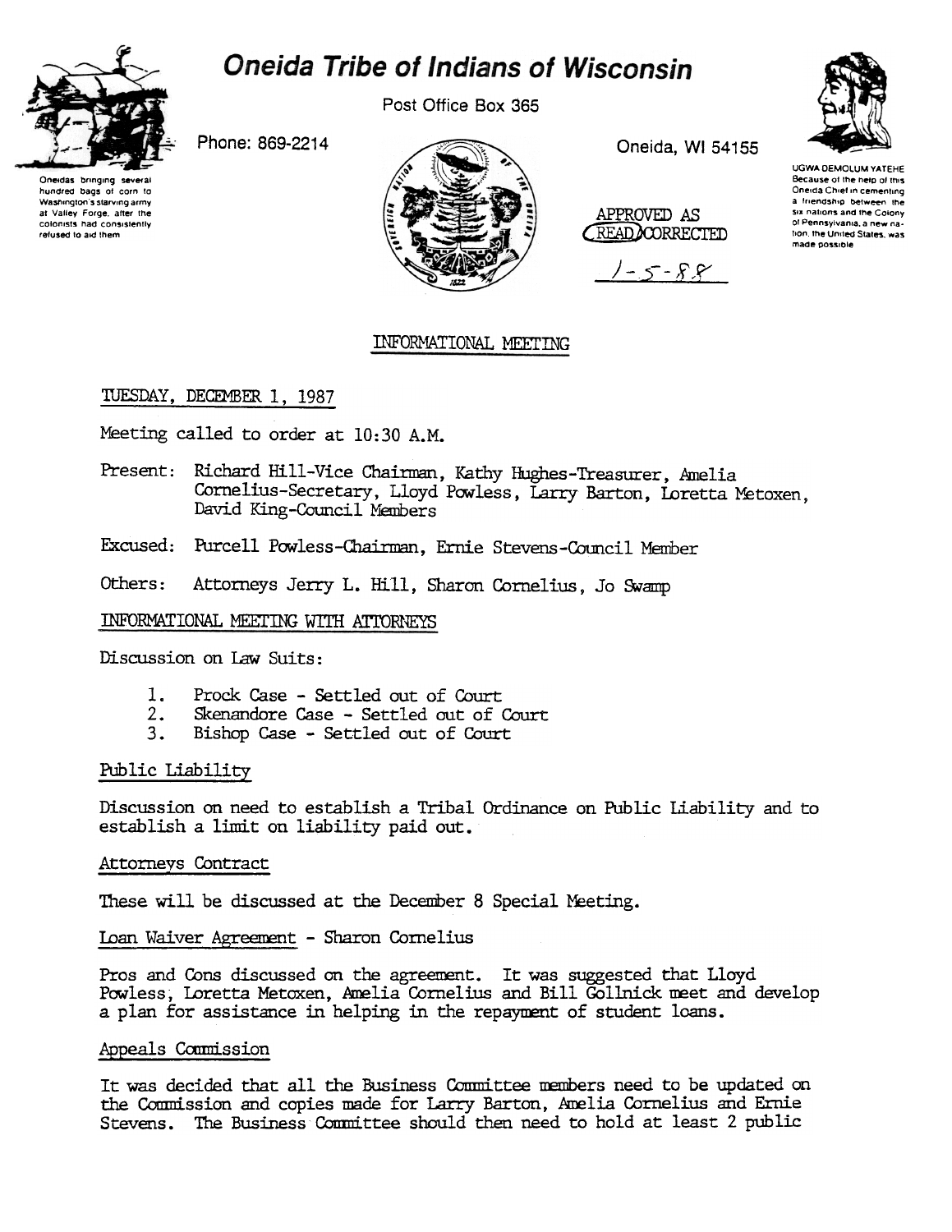# Oneida Tribe of Indians of Wisconsin

Post Office Box 365

Phone: 869-2214

Oneida, WI 54155

Oneidas bringing several hundred bags of corn to Washington's starving army at Valley Forge, after the colonists had consistently refused to aid them

UGWA DEMOLUM YATEHE Because of the help of this Oneida Chief in cementing a friendship between the six nations and the Colony of Pennsylvania, a new nation, the United States, was made possible

APPROVED AS READ/CORRECTED

1-5-88

## INFORMATIONAL MEETING

TUESDAY, DECEMBER 1, 1987

Meeting called to order at 10:30 A.M.

Present: Richard Hill-Vice Chairman, Kathy Hughes-Treasurer, Amelia Cornelius-Secretary, Lloyd Powless, Larry Barton, Loretta Metoxen, David King-Council Members

Excused: Purcell Powless-Chairman, Ernie Stevens-Council Member

Others: Attorneys Jerry L. Hill, Sharon Cornelius, Jo Swamp

INFORMATIONAL MEETING WITH ATTORNEYS

Discussion on Law Suits:

1. Prock Case - Settled out of Court
2. Skenandore Case - Settled out of Court
3. Bishop Case - Settled out of Court

Public Liability

Discussion on need to establish a Tribal Ordinance on Public Liability and to establish a limit on liability paid out.

Attorneys Contract

These will be discussed at the December 8 Special Meeting.

Loan Waiver Agreement - Sharon Cornelius

Pros and Cons discussed on the agreement. It was suggested that Lloyd Powless, Loretta Metoxen, Amelia Cornelius and Bill Gollnick meet and develop a plan for assistance in helping in the repayment of student loans.

Appeals Commission

It was decided that all the Business Committee members need to be updated on the Commission and copies made for Larry Barton, Amelia Cornelius and Ernie Stevens. The Business Committee should then need to hold at least 2 public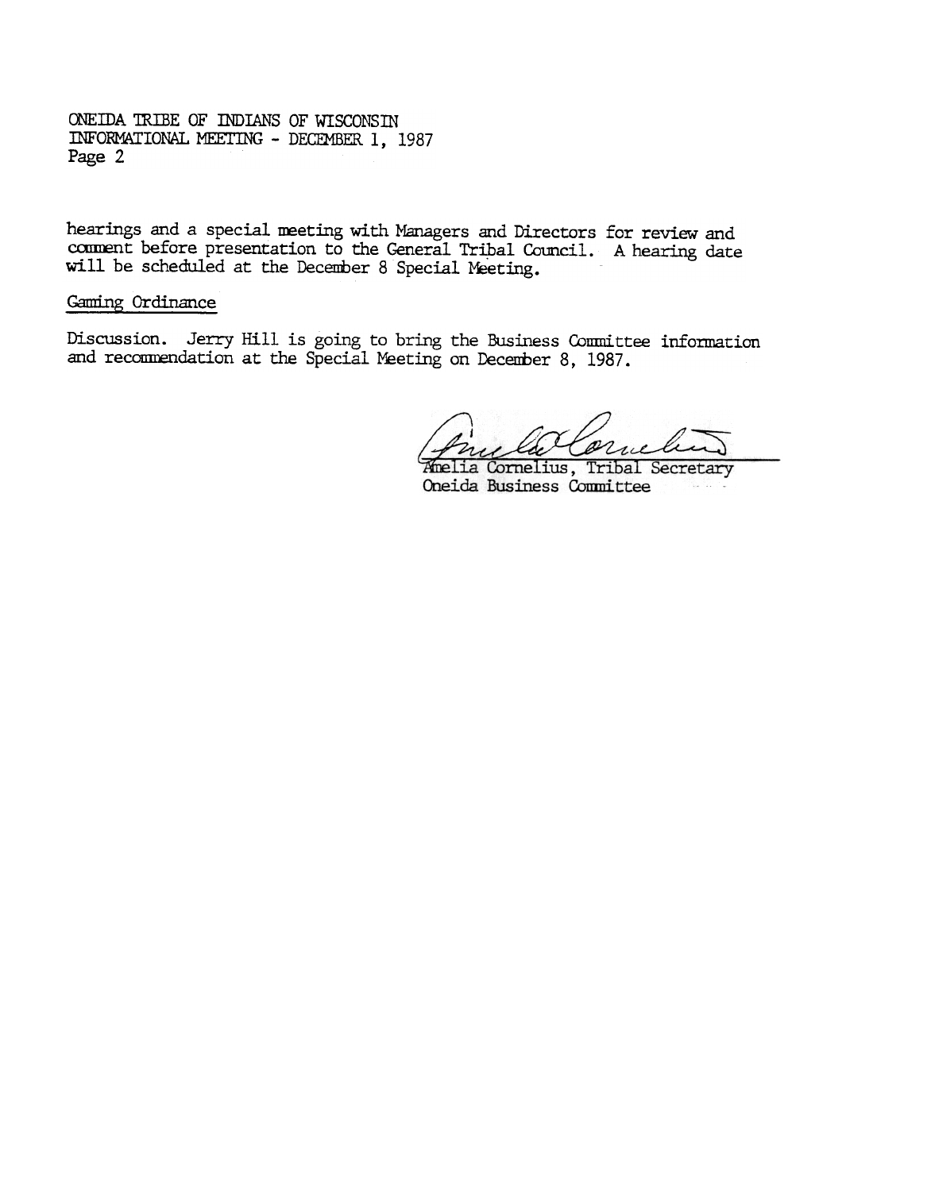hearings and a special meeting with Managers and Directors for review and comment before presentation to the General Tribal Council. A hearing date will be scheduled at the December 8 Special Meeting.

Gaming Ordinance

Discussion. Jerry Hill is going to bring the Business Committee information and recommendation at the Special Meeting on December 8, 1987.

Amelia Cornelius, Tribal Secretary
Oneida Business Committee